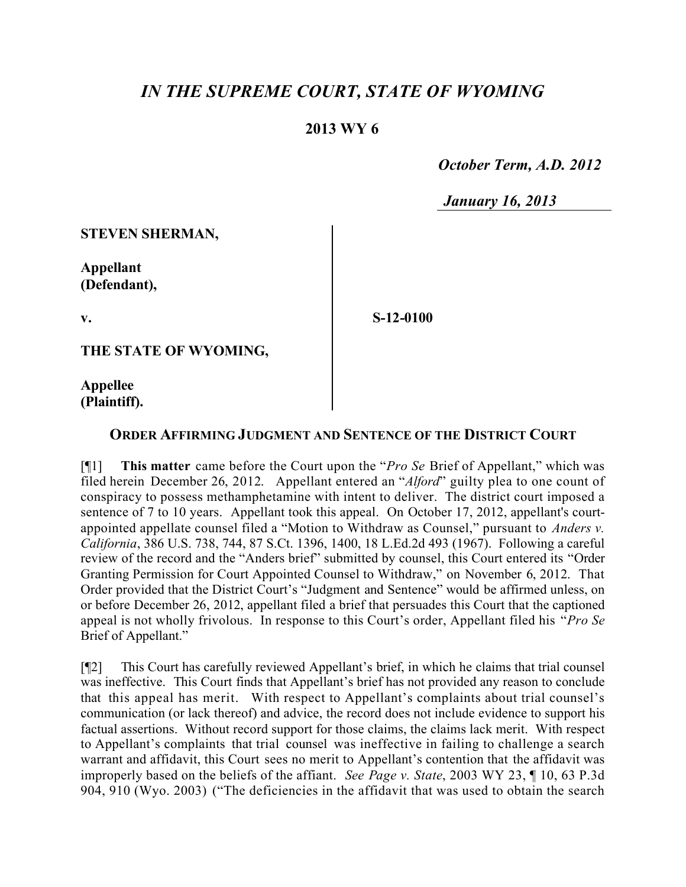# *IN THE SUPREME COURT, STATE OF WYOMING*

**2013 WY 6**

***October Term, A.D. 2012***

***January 16, 2013***

| | |
|---|---|
| **STEVEN SHERMAN,**<br><br>**Appellant (Defendant),**<br><br>**v.**<br><br>**THE STATE OF WYOMING,**<br><br>**Appellee (Plaintiff).** | **S-12-0100** |

**ORDER AFFIRMING JUDGMENT AND SENTENCE OF THE DISTRICT COURT**

[¶1] **This matter** came before the Court upon the "*Pro Se* Brief of Appellant," which was filed herein December 26, 2012. Appellant entered an "*Alford*" guilty plea to one count of conspiracy to possess methamphetamine with intent to deliver. The district court imposed a sentence of 7 to 10 years. Appellant took this appeal. On October 17, 2012, appellant's court-appointed appellate counsel filed a "Motion to Withdraw as Counsel," pursuant to *Anders v. California*, 386 U.S. 738, 744, 87 S.Ct. 1396, 1400, 18 L.Ed.2d 493 (1967). Following a careful review of the record and the "Anders brief" submitted by counsel, this Court entered its "Order Granting Permission for Court Appointed Counsel to Withdraw," on November 6, 2012. That Order provided that the District Court's "Judgment and Sentence" would be affirmed unless, on or before December 26, 2012, appellant filed a brief that persuades this Court that the captioned appeal is not wholly frivolous. In response to this Court's order, Appellant filed his "*Pro Se* Brief of Appellant."

[¶2] This Court has carefully reviewed Appellant's brief, in which he claims that trial counsel was ineffective. This Court finds that Appellant's brief has not provided any reason to conclude that this appeal has merit. With respect to Appellant's complaints about trial counsel's communication (or lack thereof) and advice, the record does not include evidence to support his factual assertions. Without record support for those claims, the claims lack merit. With respect to Appellant's complaints that trial counsel was ineffective in failing to challenge a search warrant and affidavit, this Court sees no merit to Appellant's contention that the affidavit was improperly based on the beliefs of the affiant. *See Page v. State*, 2003 WY 23, ¶ 10, 63 P.3d 904, 910 (Wyo. 2003) ("The deficiencies in the affidavit that was used to obtain the search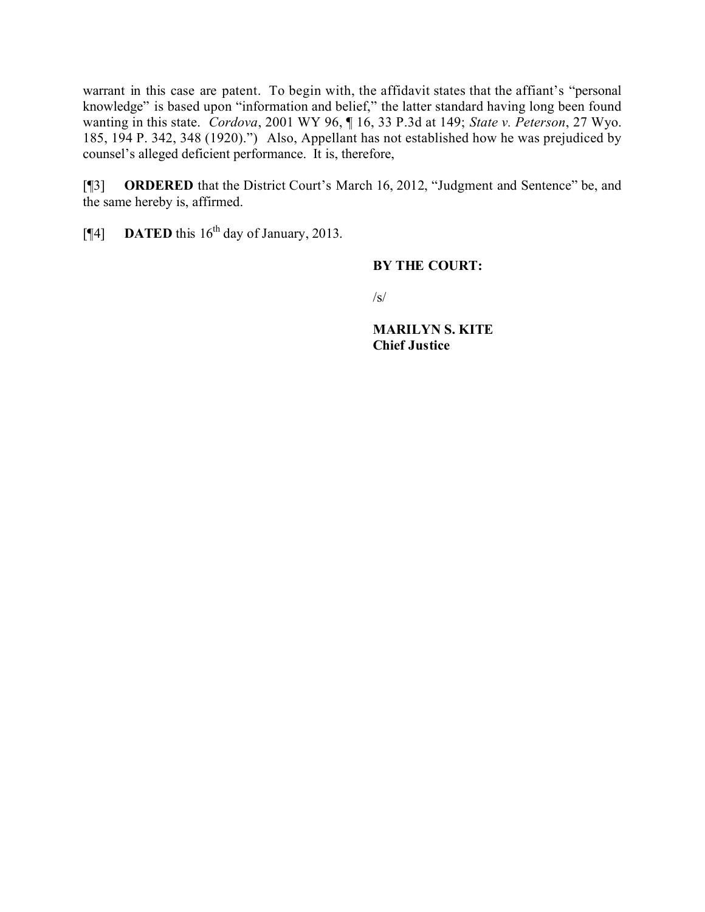warrant in this case are patent. To begin with, the affidavit states that the affiant's "personal knowledge" is based upon "information and belief," the latter standard having long been found wanting in this state. *Cordova*, 2001 WY 96, ¶ 16, 33 P.3d at 149; *State v. Peterson*, 27 Wyo. 185, 194 P. 342, 348 (1920).") Also, Appellant has not established how he was prejudiced by counsel's alleged deficient performance. It is, therefore,

[¶3] **ORDERED** that the District Court's March 16, 2012, "Judgment and Sentence" be, and the same hereby is, affirmed.

[¶4] **DATED** this 16th day of January, 2013.

**BY THE COURT:**

/s/

**MARILYN S. KITE**
**Chief Justice**